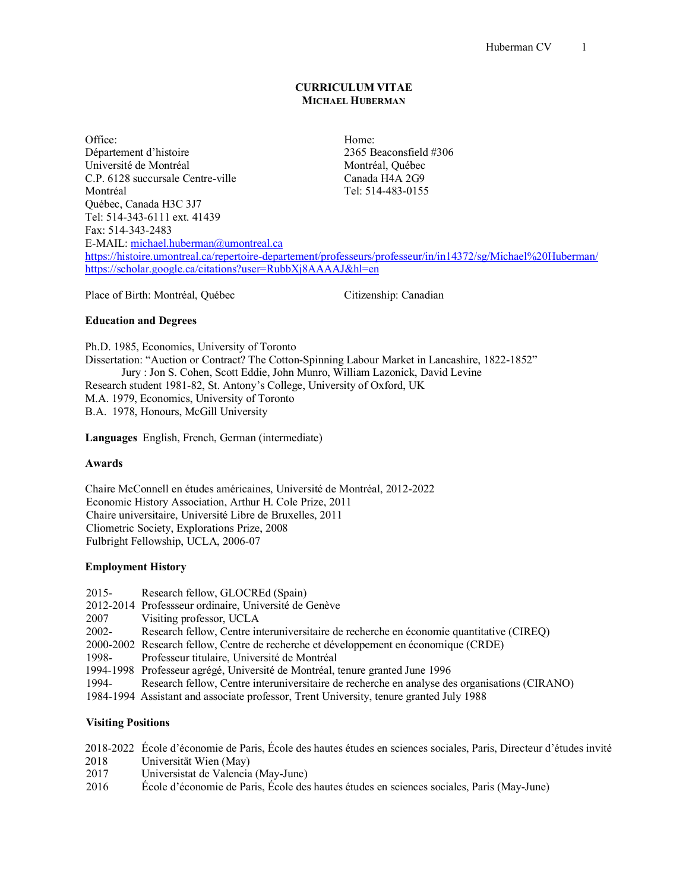# CURRICULUM VITAE
## MICHAEL HUBERMAN

Office:
Département d'histoire
Université de Montréal
C.P. 6128 succursale Centre-ville
Montréal
Québec, Canada H3C 3J7
Tel: 514-343-6111 ext. 41439
Fax: 514-343-2483
E-MAIL: michael.huberman@umontreal.ca
https://histoire.umontreal.ca/repertoire-departement/professeurs/professeur/in/in14372/sg/Michael%20Huberman/
https://scholar.google.ca/citations?user=RubbXj8AAAAJ&hl=en

Home:
2365 Beaconsfield #306
Montréal, Québec
Canada H4A 2G9
Tel: 514-483-0155

Place of Birth: Montréal, Québec

Citizenship: Canadian

### Education and Degrees

Ph.D. 1985, Economics, University of Toronto
Dissertation: "Auction or Contract? The Cotton-Spinning Labour Market in Lancashire, 1822-1852"
Jury : Jon S. Cohen, Scott Eddie, John Munro, William Lazonick, David Levine
Research student 1981-82, St. Antony's College, University of Oxford, UK
M.A. 1979, Economics, University of Toronto
B.A. 1978, Honours, McGill University

**Languages** English, French, German (intermediate)

### Awards

Chaire McConnell en études américaines, Université de Montréal, 2012-2022
Economic History Association, Arthur H. Cole Prize, 2011
Chaire universitaire, Université Libre de Bruxelles, 2011
Cliometric Society, Explorations Prize, 2008
Fulbright Fellowship, UCLA, 2006-07

### Employment History

2015- Research fellow, GLOCREd (Spain)
2012-2014 Professseur ordinaire, Université de Genève
2007 Visiting professor, UCLA
2002- Research fellow, Centre interuniversitaire de recherche en économie quantitative (CIREQ)
2000-2002 Research fellow, Centre de recherche et développement en économique (CRDE)
1998- Professeur titulaire, Université de Montréal
1994-1998 Professeur agrégé, Université de Montréal, tenure granted June 1996
1994- Research fellow, Centre interuniversitaire de recherche en analyse des organisations (CIRANO)
1984-1994 Assistant and associate professor, Trent University, tenure granted July 1988

### Visiting Positions

2018-2022 École d'économie de Paris, École des hautes études en sciences sociales, Paris, Directeur d'études invité
2018 Universität Wien (May)
2017 Universistat de Valencia (May-June)
2016 École d'économie de Paris, École des hautes études en sciences sociales, Paris (May-June)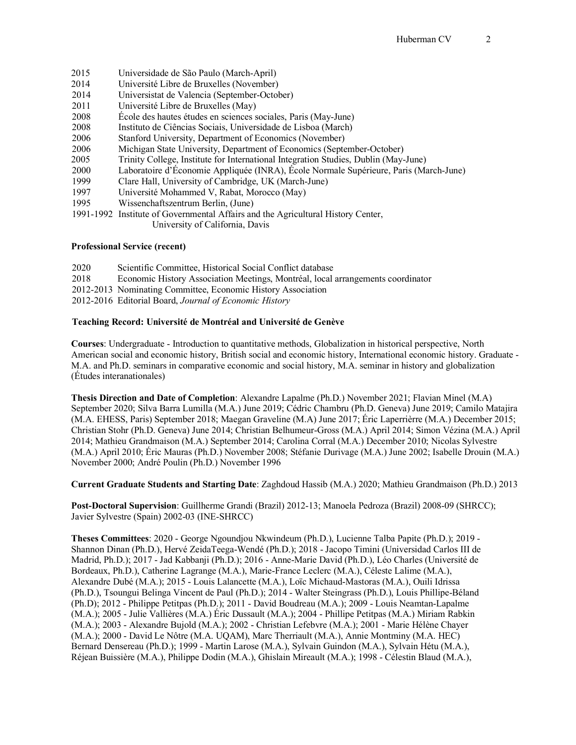2015 Universidade de São Paulo (March-April)
2014 Université Libre de Bruxelles (November)
2014 Universistat de Valencia (September-October)
2011 Université Libre de Bruxelles (May)
2008 École des hautes études en sciences sociales, Paris (May-June)
2008 Instituto de Ciências Sociais, Universidade de Lisboa (March)
2006 Stanford University, Department of Economics (November)
2006 Michigan State University, Department of Economics (September-October)
2005 Trinity College, Institute for International Integration Studies, Dublin (May-June)
2000 Laboratoire d'Économie Appliquée (INRA), École Normale Supérieure, Paris (March-June)
1999 Clare Hall, University of Cambridge, UK (March-June)
1997 Université Mohammed V, Rabat, Morocco (May)
1995 Wissenchaftszentrum Berlin, (June)
1991-1992 Institute of Governmental Affairs and the Agricultural History Center, University of California, Davis

**Professional Service (recent)**

2020 Scientific Committee, Historical Social Conflict database
2018 Economic History Association Meetings, Montréal, local arrangements coordinator
2012-2013 Nominating Committee, Economic History Association
2012-2016 Editorial Board, *Journal of Economic History*

**Teaching Record: Université de Montréal and Université de Genève**

**Courses**: Undergraduate - Introduction to quantitative methods, Globalization in historical perspective, North American social and economic history, British social and economic history, International economic history. Graduate - M.A. and Ph.D. seminars in comparative economic and social history, M.A. seminar in history and globalization (Études interanationales)

**Thesis Direction and Date of Completion**: Alexandre Lapalme (Ph.D.) November 2021; Flavian Minel (M.A) September 2020; Silva Barra Lumilla (M.A.) June 2019; Cédric Chambru (Ph.D. Geneva) June 2019; Camilo Matajira (M.A. EHESS, Paris) September 2018; Maegan Graveline (M.A) June 2017; Éric Laperrièrre (M.A.) December 2015; Christian Stohr (Ph.D. Geneva) June 2014; Christian Belhumeur-Gross (M.A.) April 2014; Simon Vézina (M.A.) April 2014; Mathieu Grandmaison (M.A.) September 2014; Carolina Corral (M.A.) December 2010; Nicolas Sylvestre (M.A.) April 2010; Éric Mauras (Ph.D.) November 2008; Stéfanie Durivage (M.A.) June 2002; Isabelle Drouin (M.A.) November 2000; André Poulin (Ph.D.) November 1996

**Current Graduate Students and Starting Date**: Zaghdoud Hassib (M.A.) 2020; Mathieu Grandmaison (Ph.D.) 2013

**Post-Doctoral Supervision**: Guillherme Grandi (Brazil) 2012-13; Manoela Pedroza (Brazil) 2008-09 (SHRCC); Javier Sylvestre (Spain) 2002-03 (INE-SHRCC)

**Theses Committees**: 2020 - George Ngoundjou Nkwindeum (Ph.D.), Lucienne Talba Papite (Ph.D.); 2019 - Shannon Dinan (Ph.D.), Hervé ZeidaTeega-Wendé (Ph.D.); 2018 - Jacopo Timini (Universidad Carlos III de Madrid, Ph.D.); 2017 - Jad Kabbanji (Ph.D.); 2016 - Anne-Marie David (Ph.D.), Léo Charles (Université de Bordeaux, Ph.D.), Catherine Lagrange (M.A.), Marie-France Leclerc (M.A.), Céleste Lalime (M.A.), Alexandre Dubé (M.A.); 2015 - Louis Lalancette (M.A.), Loïc Michaud-Mastoras (M.A.), Ouili Idrissa (Ph.D.), Tsoungui Belinga Vincent de Paul (Ph.D.); 2014 - Walter Steingrass (Ph.D.), Louis Phillipe-Béland (Ph.D); 2012 - Philippe Petitpas (Ph.D.); 2011 - David Boudreau (M.A.); 2009 - Louis Neamtan-Lapalme (M.A.); 2005 - Julie Vallières (M.A.) Éric Dussault (M.A.); 2004 - Phillipe Petitpas (M.A.) Miriam Rabkin (M.A.); 2003 - Alexandre Bujold (M.A.); 2002 - Christian Lefebvre (M.A.); 2001 - Marie Hélène Chayer (M.A.); 2000 - David Le Nôtre (M.A. UQAM), Marc Therriault (M.A.), Annie Montminy (M.A. HEC) Bernard Densereau (Ph.D.); 1999 - Martin Larose (M.A.), Sylvain Guindon (M.A.), Sylvain Hétu (M.A.), Réjean Buissière (M.A.), Philippe Dodin (M.A.), Ghislain Mireault (M.A.); 1998 - Célestin Blaud (M.A.),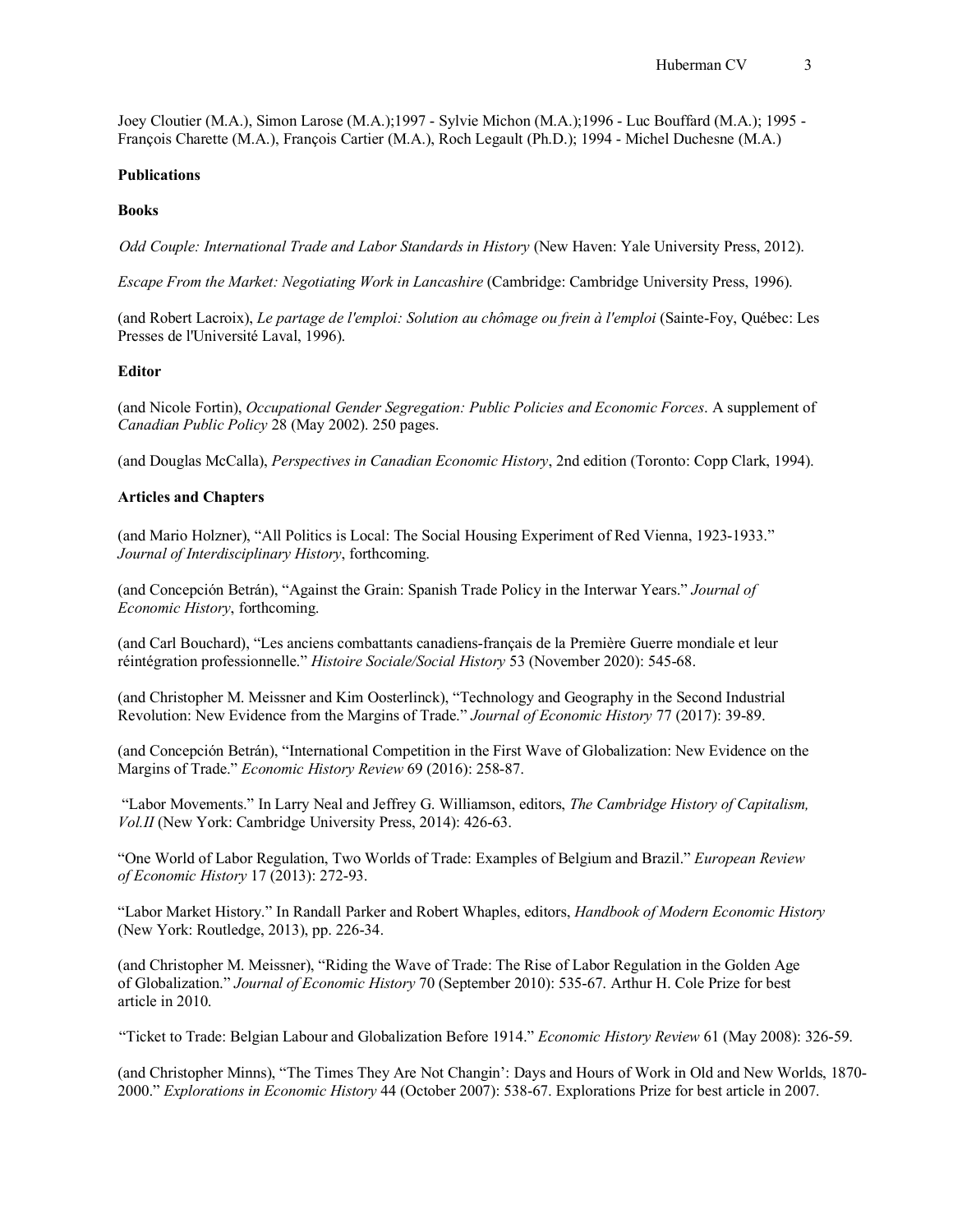Joey Cloutier (M.A.), Simon Larose (M.A.);1997 - Sylvie Michon (M.A.);1996 - Luc Bouffard (M.A.); 1995 - François Charette (M.A.), François Cartier (M.A.), Roch Legault (Ph.D.); 1994 - Michel Duchesne (M.A.)

**Publications**

**Books**

*Odd Couple: International Trade and Labor Standards in History* (New Haven: Yale University Press, 2012).

*Escape From the Market: Negotiating Work in Lancashire* (Cambridge: Cambridge University Press, 1996).

(and Robert Lacroix), *Le partage de l'emploi: Solution au chômage ou frein à l'emploi* (Sainte-Foy, Québec: Les Presses de l'Université Laval, 1996).

**Editor**

(and Nicole Fortin), *Occupational Gender Segregation: Public Policies and Economic Forces*. A supplement of *Canadian Public Policy* 28 (May 2002). 250 pages.

(and Douglas McCalla), *Perspectives in Canadian Economic History*, 2nd edition (Toronto: Copp Clark, 1994).

**Articles and Chapters**

(and Mario Holzner), "All Politics is Local: The Social Housing Experiment of Red Vienna, 1923-1933." *Journal of Interdisciplinary History*, forthcoming.

(and Concepción Betrán), "Against the Grain: Spanish Trade Policy in the Interwar Years." *Journal of Economic History*, forthcoming.

(and Carl Bouchard), "Les anciens combattants canadiens-français de la Première Guerre mondiale et leur réintégration professionnelle." *Histoire Sociale/Social History* 53 (November 2020): 545-68.

(and Christopher M. Meissner and Kim Oosterlinck), "Technology and Geography in the Second Industrial Revolution: New Evidence from the Margins of Trade." *Journal of Economic History* 77 (2017): 39-89.

(and Concepción Betrán), "International Competition in the First Wave of Globalization: New Evidence on the Margins of Trade." *Economic History Review* 69 (2016): 258-87.

"Labor Movements." In Larry Neal and Jeffrey G. Williamson, editors, *The Cambridge History of Capitalism, Vol.II* (New York: Cambridge University Press, 2014): 426-63.

"One World of Labor Regulation, Two Worlds of Trade: Examples of Belgium and Brazil." *European Review of Economic History* 17 (2013): 272-93.

"Labor Market History." In Randall Parker and Robert Whaples, editors, *Handbook of Modern Economic History* (New York: Routledge, 2013), pp. 226-34.

(and Christopher M. Meissner), "Riding the Wave of Trade: The Rise of Labor Regulation in the Golden Age of Globalization." *Journal of Economic History* 70 (September 2010): 535-67. Arthur H. Cole Prize for best article in 2010.

"Ticket to Trade: Belgian Labour and Globalization Before 1914." *Economic History Review* 61 (May 2008): 326-59.

(and Christopher Minns), "The Times They Are Not Changin': Days and Hours of Work in Old and New Worlds, 1870-2000." *Explorations in Economic History* 44 (October 2007): 538-67. Explorations Prize for best article in 2007.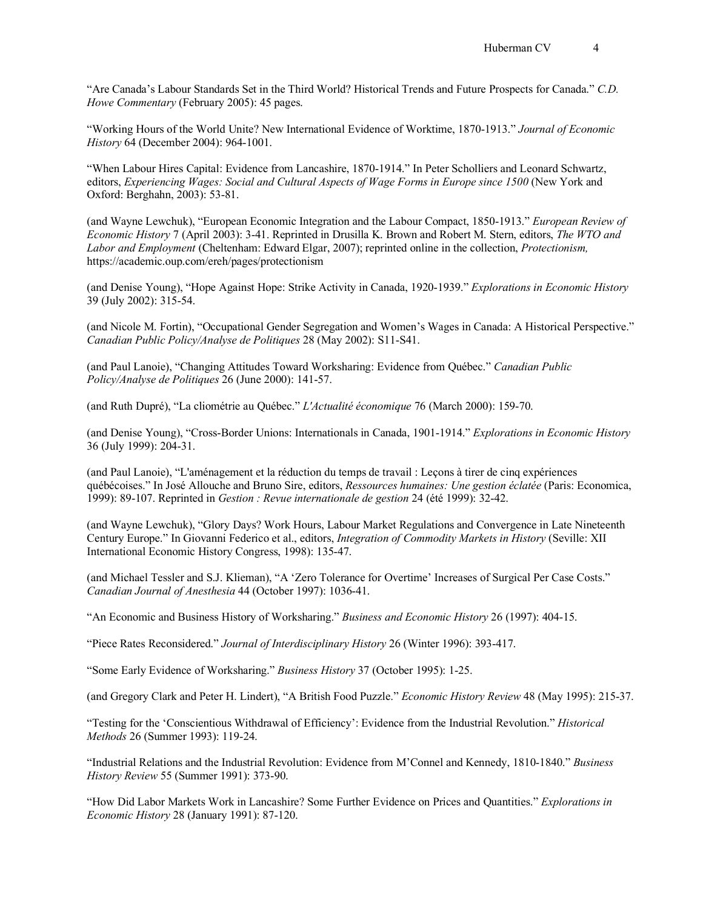"Are Canada's Labour Standards Set in the Third World? Historical Trends and Future Prospects for Canada." *C.D. Howe Commentary* (February 2005): 45 pages.

"Working Hours of the World Unite? New International Evidence of Worktime, 1870-1913." *Journal of Economic History* 64 (December 2004): 964-1001.

"When Labour Hires Capital: Evidence from Lancashire, 1870-1914." In Peter Scholliers and Leonard Schwartz, editors, *Experiencing Wages: Social and Cultural Aspects of Wage Forms in Europe since 1500* (New York and Oxford: Berghahn, 2003): 53-81.

(and Wayne Lewchuk), "European Economic Integration and the Labour Compact, 1850-1913." *European Review of Economic History* 7 (April 2003): 3-41. Reprinted in Drusilla K. Brown and Robert M. Stern, editors, *The WTO and Labor and Employment* (Cheltenham: Edward Elgar, 2007); reprinted online in the collection, *Protectionism,* https://academic.oup.com/ereh/pages/protectionism

(and Denise Young), "Hope Against Hope: Strike Activity in Canada, 1920-1939." *Explorations in Economic History* 39 (July 2002): 315-54.

(and Nicole M. Fortin), "Occupational Gender Segregation and Women's Wages in Canada: A Historical Perspective." *Canadian Public Policy/Analyse de Politiques* 28 (May 2002): S11-S41.

(and Paul Lanoie), "Changing Attitudes Toward Worksharing: Evidence from Québec." *Canadian Public Policy/Analyse de Politiques* 26 (June 2000): 141-57.

(and Ruth Dupré), "La cliométrie au Québec." *L'Actualité économique* 76 (March 2000): 159-70.

(and Denise Young), "Cross-Border Unions: Internationals in Canada, 1901-1914." *Explorations in Economic History* 36 (July 1999): 204-31.

(and Paul Lanoie), "L'aménagement et la réduction du temps de travail : Leçons à tirer de cinq expériences québécoises." In José Allouche and Bruno Sire, editors, *Ressources humaines: Une gestion éclatée* (Paris: Economica, 1999): 89-107. Reprinted in *Gestion : Revue internationale de gestion* 24 (été 1999): 32-42.

(and Wayne Lewchuk), "Glory Days? Work Hours, Labour Market Regulations and Convergence in Late Nineteenth Century Europe." In Giovanni Federico et al., editors, *Integration of Commodity Markets in History* (Seville: XII International Economic History Congress, 1998): 135-47.

(and Michael Tessler and S.J. Klieman), "A 'Zero Tolerance for Overtime' Increases of Surgical Per Case Costs." *Canadian Journal of Anesthesia* 44 (October 1997): 1036-41.

"An Economic and Business History of Worksharing." *Business and Economic History* 26 (1997): 404-15.

"Piece Rates Reconsidered." *Journal of Interdisciplinary History* 26 (Winter 1996): 393-417.

"Some Early Evidence of Worksharing." *Business History* 37 (October 1995): 1-25.

(and Gregory Clark and Peter H. Lindert), "A British Food Puzzle." *Economic History Review* 48 (May 1995): 215-37.

"Testing for the 'Conscientious Withdrawal of Efficiency': Evidence from the Industrial Revolution." *Historical Methods* 26 (Summer 1993): 119-24.

"Industrial Relations and the Industrial Revolution: Evidence from M'Connel and Kennedy, 1810-1840." *Business History Review* 55 (Summer 1991): 373-90.

"How Did Labor Markets Work in Lancashire? Some Further Evidence on Prices and Quantities." *Explorations in Economic History* 28 (January 1991): 87-120.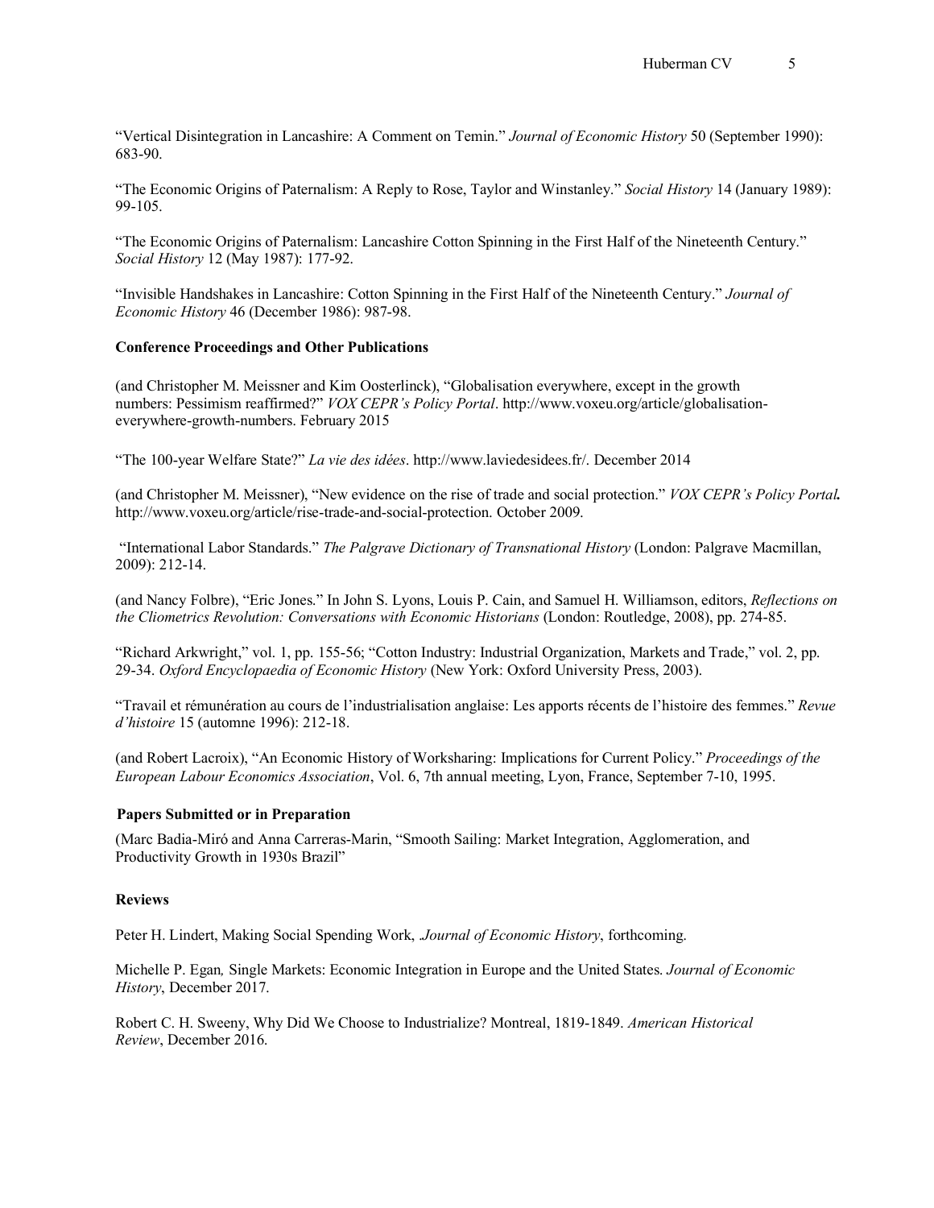"Vertical Disintegration in Lancashire: A Comment on Temin." *Journal of Economic History* 50 (September 1990): 683-90.

"The Economic Origins of Paternalism: A Reply to Rose, Taylor and Winstanley." *Social History* 14 (January 1989): 99-105.

"The Economic Origins of Paternalism: Lancashire Cotton Spinning in the First Half of the Nineteenth Century." *Social History* 12 (May 1987): 177-92.

"Invisible Handshakes in Lancashire: Cotton Spinning in the First Half of the Nineteenth Century." *Journal of Economic History* 46 (December 1986): 987-98.

**Conference Proceedings and Other Publications**

(and Christopher M. Meissner and Kim Oosterlinck), "Globalisation everywhere, except in the growth numbers: Pessimism reaffirmed?" *VOX CEPR's Policy Portal*. http://www.voxeu.org/article/globalisation-everywhere-growth-numbers. February 2015

"The 100-year Welfare State?" *La vie des idées*. http://www.laviedesidees.fr/. December 2014

(and Christopher M. Meissner), "New evidence on the rise of trade and social protection." *VOX CEPR's Policy Portal.* http://www.voxeu.org/article/rise-trade-and-social-protection. October 2009.

"International Labor Standards." *The Palgrave Dictionary of Transnational History* (London: Palgrave Macmillan, 2009): 212-14.

(and Nancy Folbre), "Eric Jones." In John S. Lyons, Louis P. Cain, and Samuel H. Williamson, editors, *Reflections on the Cliometrics Revolution: Conversations with Economic Historians* (London: Routledge, 2008), pp. 274-85.

"Richard Arkwright," vol. 1, pp. 155-56; "Cotton Industry: Industrial Organization, Markets and Trade," vol. 2, pp. 29-34. *Oxford Encyclopaedia of Economic History* (New York: Oxford University Press, 2003).

"Travail et rémunération au cours de l'industrialisation anglaise: Les apports récents de l'histoire des femmes." *Revue d'histoire* 15 (automne 1996): 212-18.

(and Robert Lacroix), "An Economic History of Worksharing: Implications for Current Policy." *Proceedings of the European Labour Economics Association*, Vol. 6, 7th annual meeting, Lyon, France, September 7-10, 1995.

**Papers Submitted or in Preparation**

(Marc Badia-Miró and Anna Carreras-Marin, "Smooth Sailing: Market Integration, Agglomeration, and Productivity Growth in 1930s Brazil"

**Reviews**

Peter H. Lindert, Making Social Spending Work, *.Journal of Economic History*, forthcoming.

Michelle P. Egan, Single Markets: Economic Integration in Europe and the United States. *Journal of Economic History*, December 2017.

Robert C. H. Sweeny, Why Did We Choose to Industrialize? Montreal, 1819-1849. *American Historical Review*, December 2016.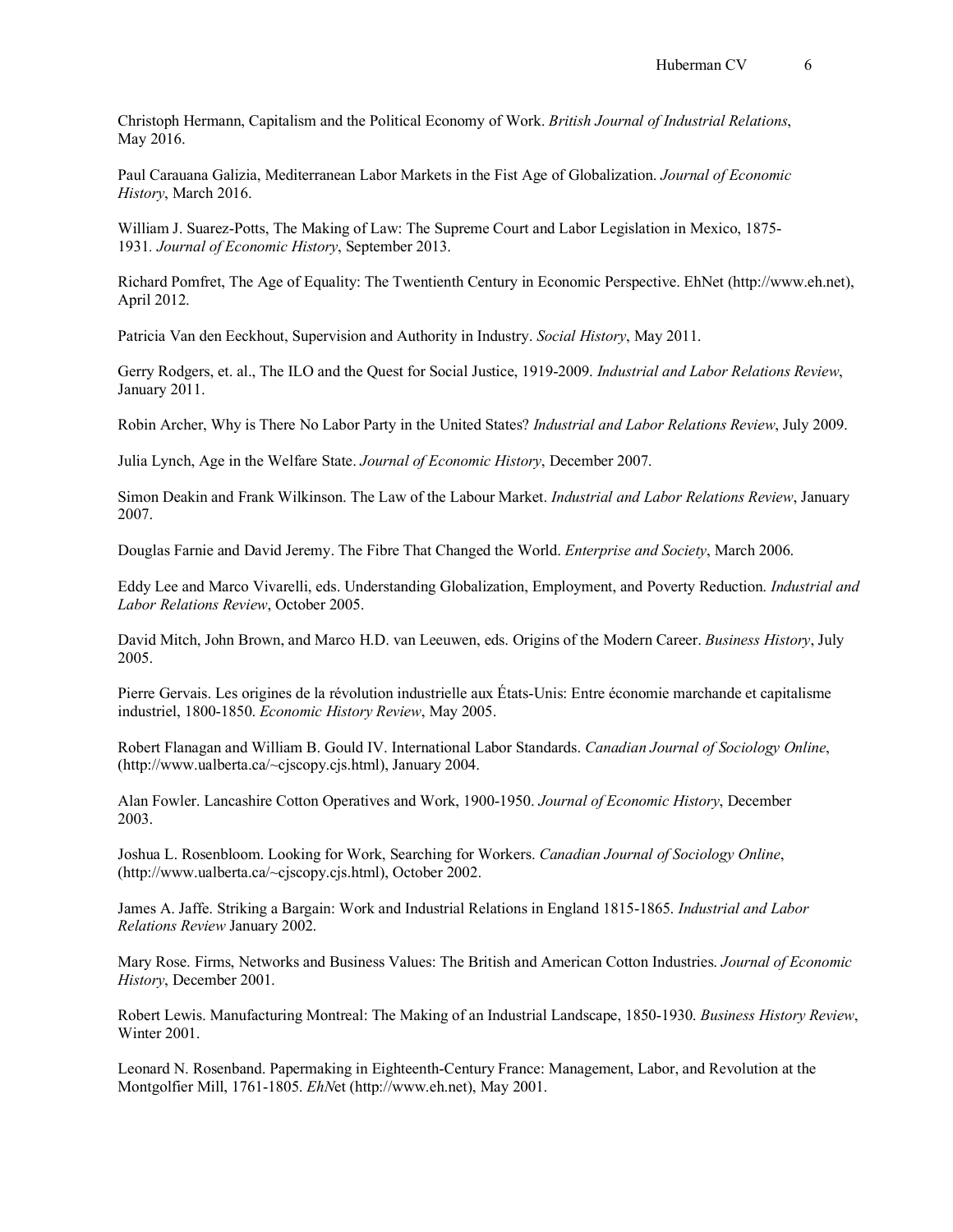Christoph Hermann, Capitalism and the Political Economy of Work. *British Journal of Industrial Relations*, May 2016.

Paul Carauana Galizia, Mediterranean Labor Markets in the Fist Age of Globalization. *Journal of Economic History*, March 2016.

William J. Suarez-Potts, The Making of Law: The Supreme Court and Labor Legislation in Mexico, 1875-1931. *Journal of Economic History*, September 2013.

Richard Pomfret, The Age of Equality: The Twentieth Century in Economic Perspective. EhNet (http://www.eh.net), April 2012.

Patricia Van den Eeckhout, Supervision and Authority in Industry. *Social History*, May 2011.

Gerry Rodgers, et. al., The ILO and the Quest for Social Justice, 1919-2009. *Industrial and Labor Relations Review*, January 2011.

Robin Archer, Why is There No Labor Party in the United States? *Industrial and Labor Relations Review*, July 2009.

Julia Lynch, Age in the Welfare State. *Journal of Economic History*, December 2007.

Simon Deakin and Frank Wilkinson. The Law of the Labour Market. *Industrial and Labor Relations Review*, January 2007.

Douglas Farnie and David Jeremy. The Fibre That Changed the World. *Enterprise and Society*, March 2006.

Eddy Lee and Marco Vivarelli, eds. Understanding Globalization, Employment, and Poverty Reduction. *Industrial and Labor Relations Review*, October 2005.

David Mitch, John Brown, and Marco H.D. van Leeuwen, eds. Origins of the Modern Career. *Business History*, July 2005.

Pierre Gervais. Les origines de la révolution industrielle aux États-Unis: Entre économie marchande et capitalisme industriel, 1800-1850. *Economic History Review*, May 2005.

Robert Flanagan and William B. Gould IV. International Labor Standards. *Canadian Journal of Sociology Online*, (http://www.ualberta.ca/~cjscopy.cjs.html), January 2004.

Alan Fowler. Lancashire Cotton Operatives and Work, 1900-1950. *Journal of Economic History*, December 2003.

Joshua L. Rosenbloom. Looking for Work, Searching for Workers. *Canadian Journal of Sociology Online*, (http://www.ualberta.ca/~cjscopy.cjs.html), October 2002.

James A. Jaffe. Striking a Bargain: Work and Industrial Relations in England 1815-1865. *Industrial and Labor Relations Review* January 2002.

Mary Rose. Firms, Networks and Business Values: The British and American Cotton Industries. *Journal of Economic History*, December 2001.

Robert Lewis. Manufacturing Montreal: The Making of an Industrial Landscape, 1850-1930. *Business History Review*, Winter 2001.

Leonard N. Rosenband. Papermaking in Eighteenth-Century France: Management, Labor, and Revolution at the Montgolfier Mill, 1761-1805. *EhN*et (http://www.eh.net), May 2001.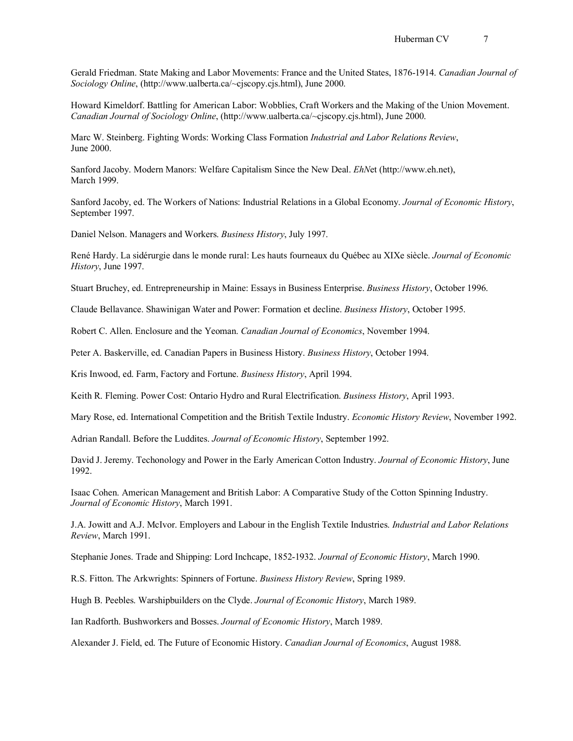Gerald Friedman. State Making and Labor Movements: France and the United States, 1876-1914. *Canadian Journal of Sociology Online*, (http://www.ualberta.ca/~cjscopy.cjs.html), June 2000.

Howard Kimeldorf. Battling for American Labor: Wobblies, Craft Workers and the Making of the Union Movement. *Canadian Journal of Sociology Online*, (http://www.ualberta.ca/~cjscopy.cjs.html), June 2000.

Marc W. Steinberg. Fighting Words: Working Class Formation *Industrial and Labor Relations Review*, June 2000.

Sanford Jacoby. Modern Manors: Welfare Capitalism Since the New Deal. *EhN*et (http://www.eh.net), March 1999.

Sanford Jacoby, ed. The Workers of Nations: Industrial Relations in a Global Economy. *Journal of Economic History*, September 1997.

Daniel Nelson. Managers and Workers. *Business History*, July 1997.

René Hardy. La sidérurgie dans le monde rural: Les hauts fourneaux du Québec au XIXe siècle. *Journal of Economic History*, June 1997.

Stuart Bruchey, ed. Entrepreneurship in Maine: Essays in Business Enterprise. *Business History*, October 1996.

Claude Bellavance. Shawinigan Water and Power: Formation et decline. *Business History*, October 1995.

Robert C. Allen. Enclosure and the Yeoman. *Canadian Journal of Economics*, November 1994.

Peter A. Baskerville, ed. Canadian Papers in Business History. *Business History*, October 1994.

Kris Inwood, ed. Farm, Factory and Fortune. *Business History*, April 1994.

Keith R. Fleming. Power Cost: Ontario Hydro and Rural Electrification. *Business History*, April 1993.

Mary Rose, ed. International Competition and the British Textile Industry. *Economic History Review*, November 1992.

Adrian Randall. Before the Luddites. *Journal of Economic History*, September 1992.

David J. Jeremy. Techonology and Power in the Early American Cotton Industry. *Journal of Economic History*, June 1992.

Isaac Cohen. American Management and British Labor: A Comparative Study of the Cotton Spinning Industry. *Journal of Economic History*, March 1991.

J.A. Jowitt and A.J. McIvor. Employers and Labour in the English Textile Industries. *Industrial and Labor Relations Review*, March 1991.

Stephanie Jones. Trade and Shipping: Lord Inchcape, 1852-1932. *Journal of Economic History*, March 1990.

R.S. Fitton. The Arkwrights: Spinners of Fortune. *Business History Review*, Spring 1989.

Hugh B. Peebles. Warshipbuilders on the Clyde. *Journal of Economic History*, March 1989.

Ian Radforth. Bushworkers and Bosses. *Journal of Economic History*, March 1989.

Alexander J. Field, ed. The Future of Economic History. *Canadian Journal of Economics*, August 1988.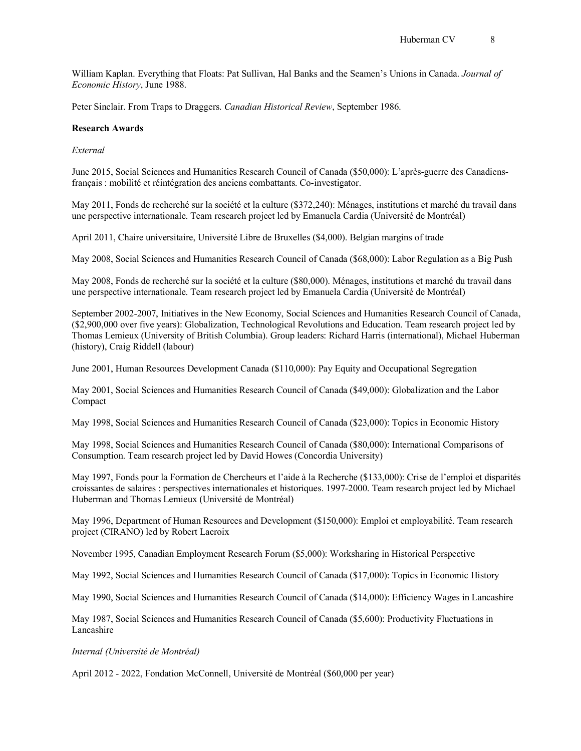William Kaplan. Everything that Floats: Pat Sullivan, Hal Banks and the Seamen's Unions in Canada. *Journal of Economic History*, June 1988.

Peter Sinclair. From Traps to Draggers. *Canadian Historical Review*, September 1986.

**Research Awards**

*External*

June 2015, Social Sciences and Humanities Research Council of Canada ($50,000): L'après-guerre des Canadiens-français : mobilité et réintégration des anciens combattants. Co-investigator.

May 2011, Fonds de recherché sur la société et la culture ($372,240): Ménages, institutions et marché du travail dans une perspective internationale. Team research project led by Emanuela Cardia (Université de Montréal)

April 2011, Chaire universitaire, Université Libre de Bruxelles ($4,000). Belgian margins of trade

May 2008, Social Sciences and Humanities Research Council of Canada ($68,000): Labor Regulation as a Big Push

May 2008, Fonds de recherché sur la société et la culture ($80,000). Ménages, institutions et marché du travail dans une perspective internationale. Team research project led by Emanuela Cardia (Université de Montréal)

September 2002-2007, Initiatives in the New Economy, Social Sciences and Humanities Research Council of Canada, ($2,900,000 over five years): Globalization, Technological Revolutions and Education. Team research project led by Thomas Lemieux (University of British Columbia). Group leaders: Richard Harris (international), Michael Huberman (history), Craig Riddell (labour)

June 2001, Human Resources Development Canada ($110,000): Pay Equity and Occupational Segregation

May 2001, Social Sciences and Humanities Research Council of Canada ($49,000): Globalization and the Labor Compact

May 1998, Social Sciences and Humanities Research Council of Canada ($23,000): Topics in Economic History

May 1998, Social Sciences and Humanities Research Council of Canada ($80,000): International Comparisons of Consumption. Team research project led by David Howes (Concordia University)

May 1997, Fonds pour la Formation de Chercheurs et l'aide à la Recherche ($133,000): Crise de l'emploi et disparités croissantes de salaires : perspectives internationales et historiques. 1997-2000. Team research project led by Michael Huberman and Thomas Lemieux (Université de Montréal)

May 1996, Department of Human Resources and Development ($150,000): Emploi et employabilité. Team research project (CIRANO) led by Robert Lacroix

November 1995, Canadian Employment Research Forum ($5,000): Worksharing in Historical Perspective

May 1992, Social Sciences and Humanities Research Council of Canada ($17,000): Topics in Economic History

May 1990, Social Sciences and Humanities Research Council of Canada ($14,000): Efficiency Wages in Lancashire

May 1987, Social Sciences and Humanities Research Council of Canada ($5,600): Productivity Fluctuations in Lancashire

*Internal (Université de Montréal)*

April 2012 - 2022, Fondation McConnell, Université de Montréal ($60,000 per year)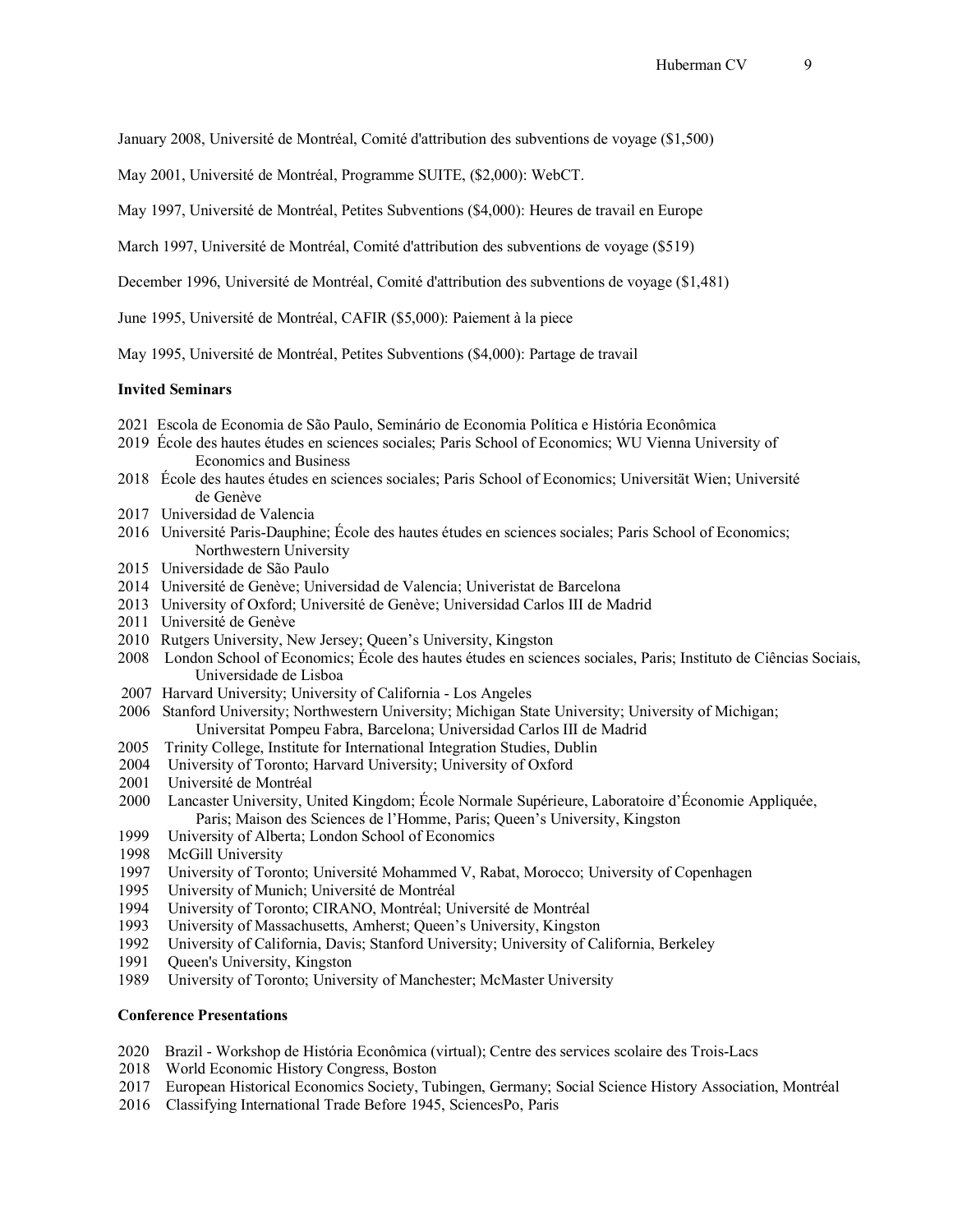January 2008, Université de Montréal, Comité d'attribution des subventions de voyage ($1,500)

May 2001, Université de Montréal, Programme SUITE, ($2,000): WebCT.

May 1997, Université de Montréal, Petites Subventions ($4,000): Heures de travail en Europe

March 1997, Université de Montréal, Comité d'attribution des subventions de voyage ($519)

December 1996, Université de Montréal, Comité d'attribution des subventions de voyage ($1,481)

June 1995, Université de Montréal, CAFIR ($5,000): Paiement à la piece

May 1995, Université de Montréal, Petites Subventions ($4,000): Partage de travail

**Invited Seminars**

2021 Escola de Economia de São Paulo, Seminário de Economia Política e História Econômica
2019 École des hautes études en sciences sociales; Paris School of Economics; WU Vienna University of Economics and Business
2018 École des hautes études en sciences sociales; Paris School of Economics; Universität Wien; Université de Genève
2017 Universidad de Valencia
2016 Université Paris-Dauphine; École des hautes études en sciences sociales; Paris School of Economics; Northwestern University
2015 Universidade de São Paulo
2014 Université de Genève; Universidad de Valencia; Univeristat de Barcelona
2013 University of Oxford; Université de Genève; Universidad Carlos III de Madrid
2011 Université de Genève
2010 Rutgers University, New Jersey; Queen's University, Kingston
2008 London School of Economics; École des hautes études en sciences sociales, Paris; Instituto de Ciências Sociais, Universidade de Lisboa
2007 Harvard University; University of California - Los Angeles
2006 Stanford University; Northwestern University; Michigan State University; University of Michigan; Universitat Pompeu Fabra, Barcelona; Universidad Carlos III de Madrid
2005 Trinity College, Institute for International Integration Studies, Dublin
2004 University of Toronto; Harvard University; University of Oxford
2001 Université de Montréal
2000 Lancaster University, United Kingdom; École Normale Supérieure, Laboratoire d'Économie Appliquée, Paris; Maison des Sciences de l'Homme, Paris; Queen's University, Kingston
1999 University of Alberta; London School of Economics
1998 McGill University
1997 University of Toronto; Université Mohammed V, Rabat, Morocco; University of Copenhagen
1995 University of Munich; Université de Montréal
1994 University of Toronto; CIRANO, Montréal; Université de Montréal
1993 University of Massachusetts, Amherst; Queen's University, Kingston
1992 University of California, Davis; Stanford University; University of California, Berkeley
1991 Queen's University, Kingston
1989 University of Toronto; University of Manchester; McMaster University

**Conference Presentations**

2020 Brazil - Workshop de História Econômica (virtual); Centre des services scolaire des Trois-Lacs
2018 World Economic History Congress, Boston
2017 European Historical Economics Society, Tubingen, Germany; Social Science History Association, Montréal
2016 Classifying International Trade Before 1945, SciencesPo, Paris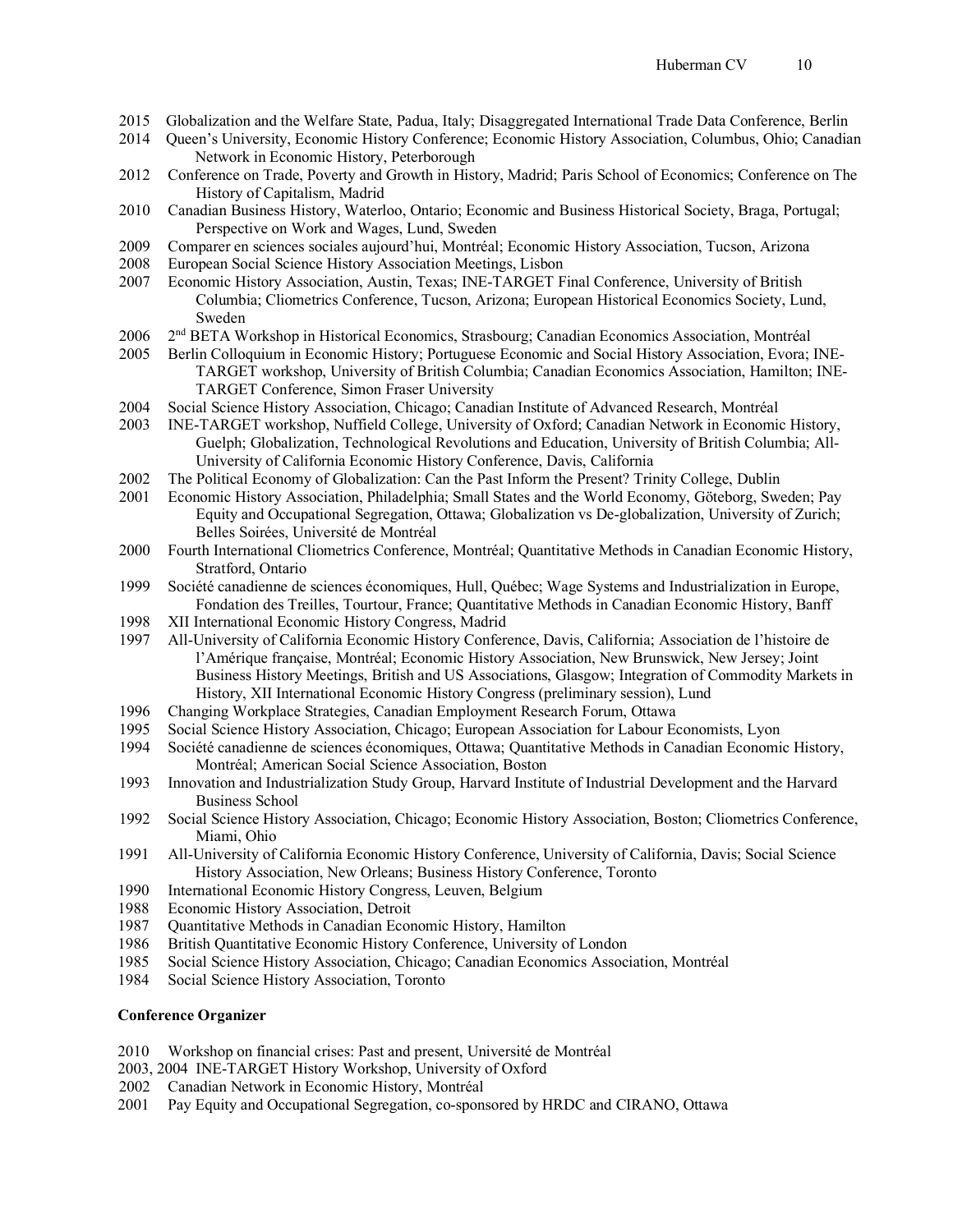2015 Globalization and the Welfare State, Padua, Italy; Disaggregated International Trade Data Conference, Berlin

2014 Queen's University, Economic History Conference; Economic History Association, Columbus, Ohio; Canadian Network in Economic History, Peterborough

2012 Conference on Trade, Poverty and Growth in History, Madrid; Paris School of Economics; Conference on The History of Capitalism, Madrid

2010 Canadian Business History, Waterloo, Ontario; Economic and Business Historical Society, Braga, Portugal; Perspective on Work and Wages, Lund, Sweden

2009 Comparer en sciences sociales aujourd'hui, Montréal; Economic History Association, Tucson, Arizona

2008 European Social Science History Association Meetings, Lisbon

2007 Economic History Association, Austin, Texas; INE-TARGET Final Conference, University of British Columbia; Cliometrics Conference, Tucson, Arizona; European Historical Economics Society, Lund, Sweden

2006 2nd BETA Workshop in Historical Economics, Strasbourg; Canadian Economics Association, Montréal

2005 Berlin Colloquium in Economic History; Portuguese Economic and Social History Association, Evora; INE-TARGET workshop, University of British Columbia; Canadian Economics Association, Hamilton; INE-TARGET Conference, Simon Fraser University

2004 Social Science History Association, Chicago; Canadian Institute of Advanced Research, Montréal

2003 INE-TARGET workshop, Nuffield College, University of Oxford; Canadian Network in Economic History, Guelph; Globalization, Technological Revolutions and Education, University of British Columbia; All-University of California Economic History Conference, Davis, California

2002 The Political Economy of Globalization: Can the Past Inform the Present? Trinity College, Dublin

2001 Economic History Association, Philadelphia; Small States and the World Economy, Göteborg, Sweden; Pay Equity and Occupational Segregation, Ottawa; Globalization vs De-globalization, University of Zurich; Belles Soirées, Université de Montréal

2000 Fourth International Cliometrics Conference, Montréal; Quantitative Methods in Canadian Economic History, Stratford, Ontario

1999 Société canadienne de sciences économiques, Hull, Québec; Wage Systems and Industrialization in Europe, Fondation des Treilles, Tourtour, France; Quantitative Methods in Canadian Economic History, Banff

1998 XII International Economic History Congress, Madrid

1997 All-University of California Economic History Conference, Davis, California; Association de l'histoire de l'Amérique française, Montréal; Economic History Association, New Brunswick, New Jersey; Joint Business History Meetings, British and US Associations, Glasgow; Integration of Commodity Markets in History, XII International Economic History Congress (preliminary session), Lund

1996 Changing Workplace Strategies, Canadian Employment Research Forum, Ottawa

1995 Social Science History Association, Chicago; European Association for Labour Economists, Lyon

1994 Société canadienne de sciences économiques, Ottawa; Quantitative Methods in Canadian Economic History, Montréal; American Social Science Association, Boston

1993 Innovation and Industrialization Study Group, Harvard Institute of Industrial Development and the Harvard Business School

1992 Social Science History Association, Chicago; Economic History Association, Boston; Cliometrics Conference, Miami, Ohio

1991 All-University of California Economic History Conference, University of California, Davis; Social Science History Association, New Orleans; Business History Conference, Toronto

1990 International Economic History Congress, Leuven, Belgium

1988 Economic History Association, Detroit

1987 Quantitative Methods in Canadian Economic History, Hamilton

1986 British Quantitative Economic History Conference, University of London

1985 Social Science History Association, Chicago; Canadian Economics Association, Montréal

1984 Social Science History Association, Toronto

**Conference Organizer**

2010 Workshop on financial crises: Past and present, Université de Montréal

2003, 2004 INE-TARGET History Workshop, University of Oxford

2002 Canadian Network in Economic History, Montréal

2001 Pay Equity and Occupational Segregation, co-sponsored by HRDC and CIRANO, Ottawa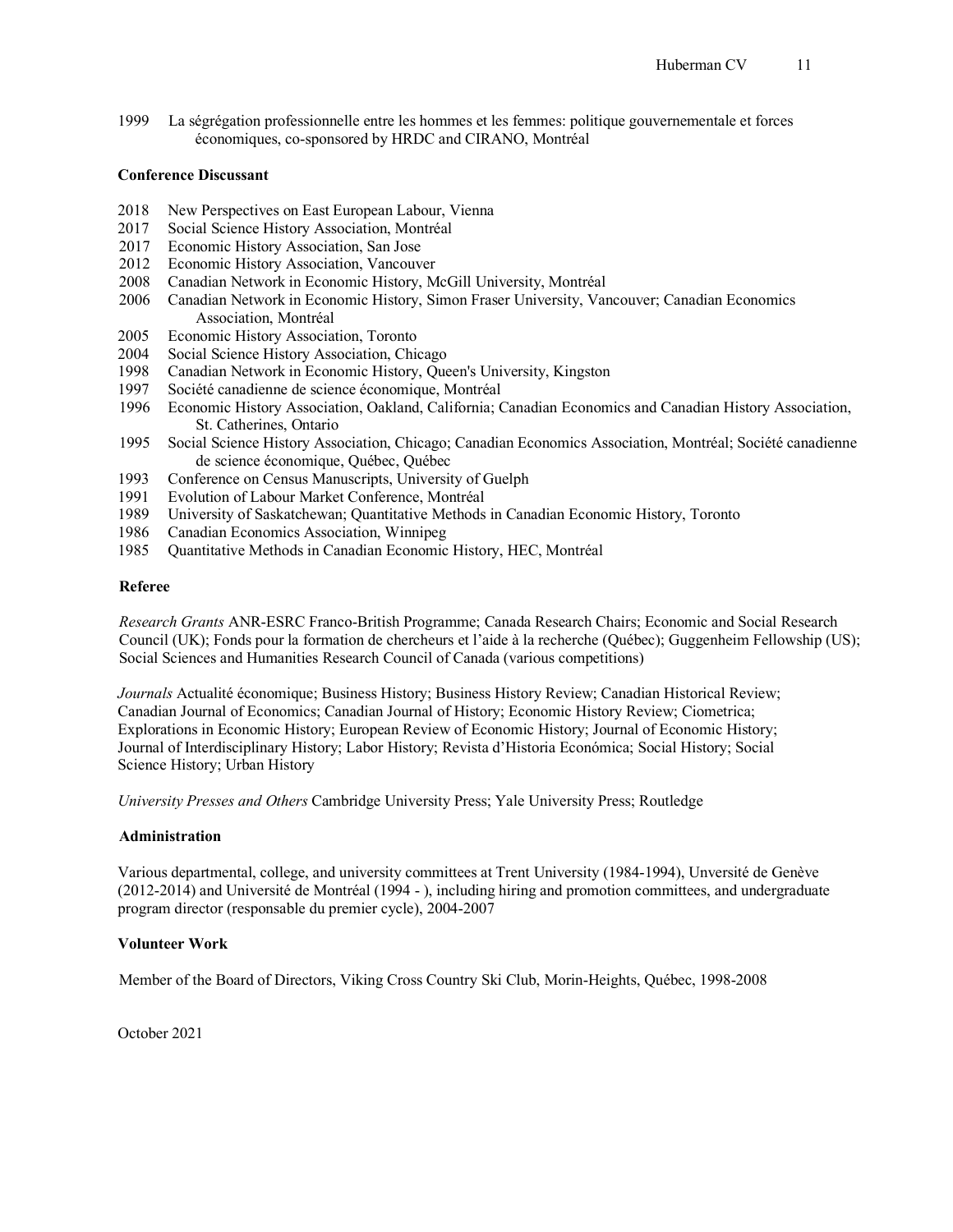1999 La ségrégation professionnelle entre les hommes et les femmes: politique gouvernementale et forces économiques, co-sponsored by HRDC and CIRANO, Montréal

**Conference Discussant**

2018 New Perspectives on East European Labour, Vienna
2017 Social Science History Association, Montréal
2017 Economic History Association, San Jose
2012 Economic History Association, Vancouver
2008 Canadian Network in Economic History, McGill University, Montréal
2006 Canadian Network in Economic History, Simon Fraser University, Vancouver; Canadian Economics Association, Montréal
2005 Economic History Association, Toronto
2004 Social Science History Association, Chicago
1998 Canadian Network in Economic History, Queen's University, Kingston
1997 Société canadienne de science économique, Montréal
1996 Economic History Association, Oakland, California; Canadian Economics and Canadian History Association, St. Catherines, Ontario
1995 Social Science History Association, Chicago; Canadian Economics Association, Montréal; Société canadienne de science économique, Québec, Québec
1993 Conference on Census Manuscripts, University of Guelph
1991 Evolution of Labour Market Conference, Montréal
1989 University of Saskatchewan; Quantitative Methods in Canadian Economic History, Toronto
1986 Canadian Economics Association, Winnipeg
1985 Quantitative Methods in Canadian Economic History, HEC, Montréal

**Referee**

*Research Grants* ANR-ESRC Franco-British Programme; Canada Research Chairs; Economic and Social Research Council (UK); Fonds pour la formation de chercheurs et l'aide à la recherche (Québec); Guggenheim Fellowship (US); Social Sciences and Humanities Research Council of Canada (various competitions)

*Journals* Actualité économique; Business History; Business History Review; Canadian Historical Review; Canadian Journal of Economics; Canadian Journal of History; Economic History Review; Ciometrica; Explorations in Economic History; European Review of Economic History; Journal of Economic History; Journal of Interdisciplinary History; Labor History; Revista d'Historia Económica; Social History; Social Science History; Urban History

*University Presses and Others* Cambridge University Press; Yale University Press; Routledge

**Administration**

Various departmental, college, and university committees at Trent University (1984-1994), Unversité de Genève (2012-2014) and Université de Montréal (1994 - ), including hiring and promotion committees, and undergraduate program director (responsable du premier cycle), 2004-2007

**Volunteer Work**

Member of the Board of Directors, Viking Cross Country Ski Club, Morin-Heights, Québec, 1998-2008

October 2021